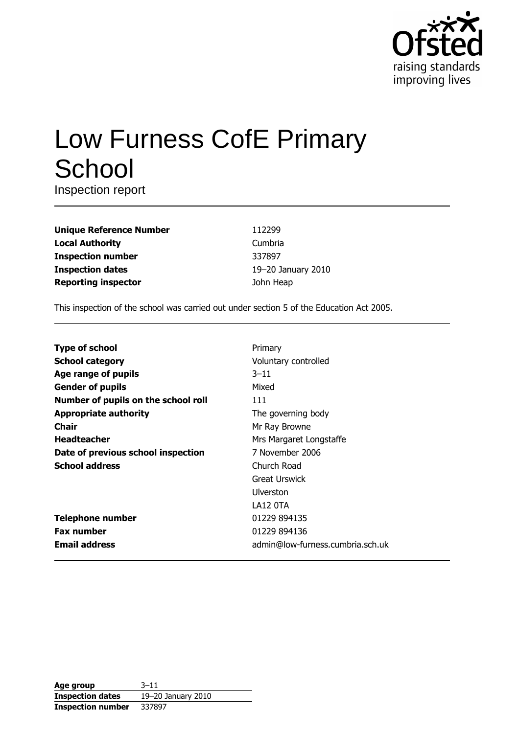# Low Furness CofE Primary School

Inspection report

| | |
|---|---|
| **Unique Reference Number** | 112299 |
| **Local Authority** | Cumbria |
| **Inspection number** | 337897 |
| **Inspection dates** | 19–20 January 2010 |
| **Reporting inspector** | John Heap |

This inspection of the school was carried out under section 5 of the Education Act 2005.

| | |
|---|---|
| **Type of school** | Primary |
| **School category** | Voluntary controlled |
| **Age range of pupils** | 3–11 |
| **Gender of pupils** | Mixed |
| **Number of pupils on the school roll** | 111 |
| **Appropriate authority** | The governing body |
| **Chair** | Mr Ray Browne |
| **Headteacher** | Mrs Margaret Longstaffe |
| **Date of previous school inspection** | 7 November 2006 |
| **School address** | Church Road<br>Great Urswick<br>Ulverston<br>LA12 0TA |
| **Telephone number** | 01229 894135 |
| **Fax number** | 01229 894136 |
| **Email address** | admin@low-furness.cumbria.sch.uk |

| | |
|---|---|
| **Age group** | 3–11 |
| **Inspection dates** | 19–20 January 2010 |
| **Inspection number** | 337897 |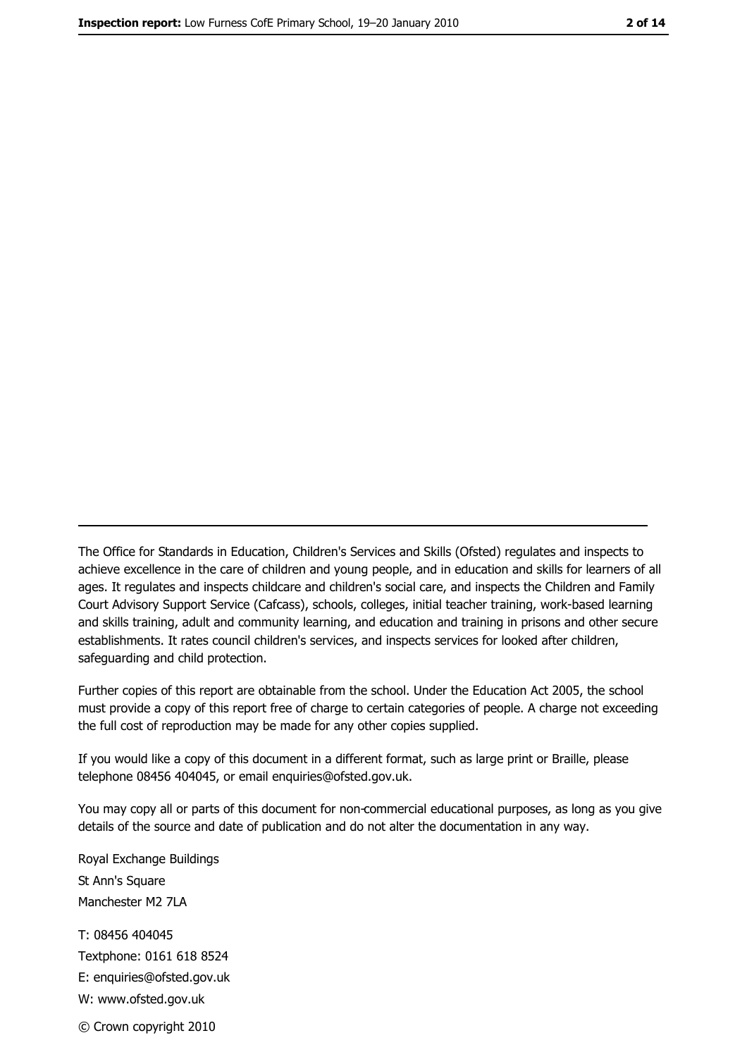The Office for Standards in Education, Children's Services and Skills (Ofsted) regulates and inspects to achieve excellence in the care of children and young people, and in education and skills for learners of all ages. It regulates and inspects childcare and children's social care, and inspects the Children and Family Court Advisory Support Service (Cafcass), schools, colleges, initial teacher training, work-based learning and skills training, adult and community learning, and education and training in prisons and other secure establishments. It rates council children's services, and inspects services for looked after children, safeguarding and child protection.

Further copies of this report are obtainable from the school. Under the Education Act 2005, the school must provide a copy of this report free of charge to certain categories of people. A charge not exceeding the full cost of reproduction may be made for any other copies supplied.

If you would like a copy of this document in a different format, such as large print or Braille, please telephone 08456 404045, or email enquiries@ofsted.gov.uk.

You may copy all or parts of this document for non-commercial educational purposes, as long as you give details of the source and date of publication and do not alter the documentation in any way.

Royal Exchange Buildings
St Ann's Square
Manchester M2 7LA

T: 08456 404045
Textphone: 0161 618 8524
E: enquiries@ofsted.gov.uk
W: www.ofsted.gov.uk

© Crown copyright 2010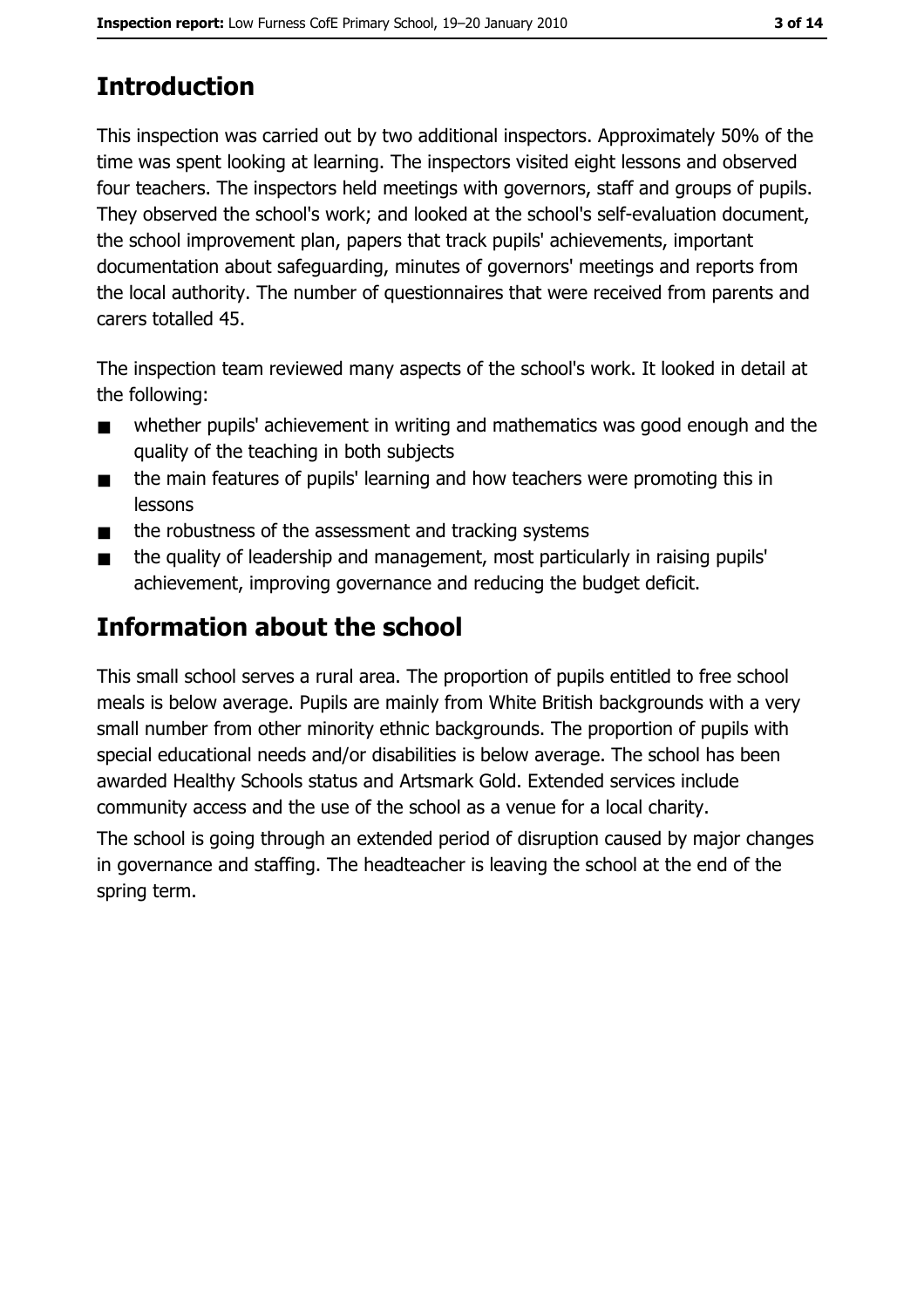# Introduction

This inspection was carried out by two additional inspectors. Approximately 50% of the time was spent looking at learning. The inspectors visited eight lessons and observed four teachers. The inspectors held meetings with governors, staff and groups of pupils. They observed the school's work; and looked at the school's self-evaluation document, the school improvement plan, papers that track pupils' achievements, important documentation about safeguarding, minutes of governors' meetings and reports from the local authority. The number of questionnaires that were received from parents and carers totalled 45.

The inspection team reviewed many aspects of the school's work. It looked in detail at the following:

- whether pupils' achievement in writing and mathematics was good enough and the quality of the teaching in both subjects
- the main features of pupils' learning and how teachers were promoting this in lessons
- the robustness of the assessment and tracking systems
- the quality of leadership and management, most particularly in raising pupils' achievement, improving governance and reducing the budget deficit.

# Information about the school

This small school serves a rural area. The proportion of pupils entitled to free school meals is below average. Pupils are mainly from White British backgrounds with a very small number from other minority ethnic backgrounds. The proportion of pupils with special educational needs and/or disabilities is below average. The school has been awarded Healthy Schools status and Artsmark Gold. Extended services include community access and the use of the school as a venue for a local charity.

The school is going through an extended period of disruption caused by major changes in governance and staffing. The headteacher is leaving the school at the end of the spring term.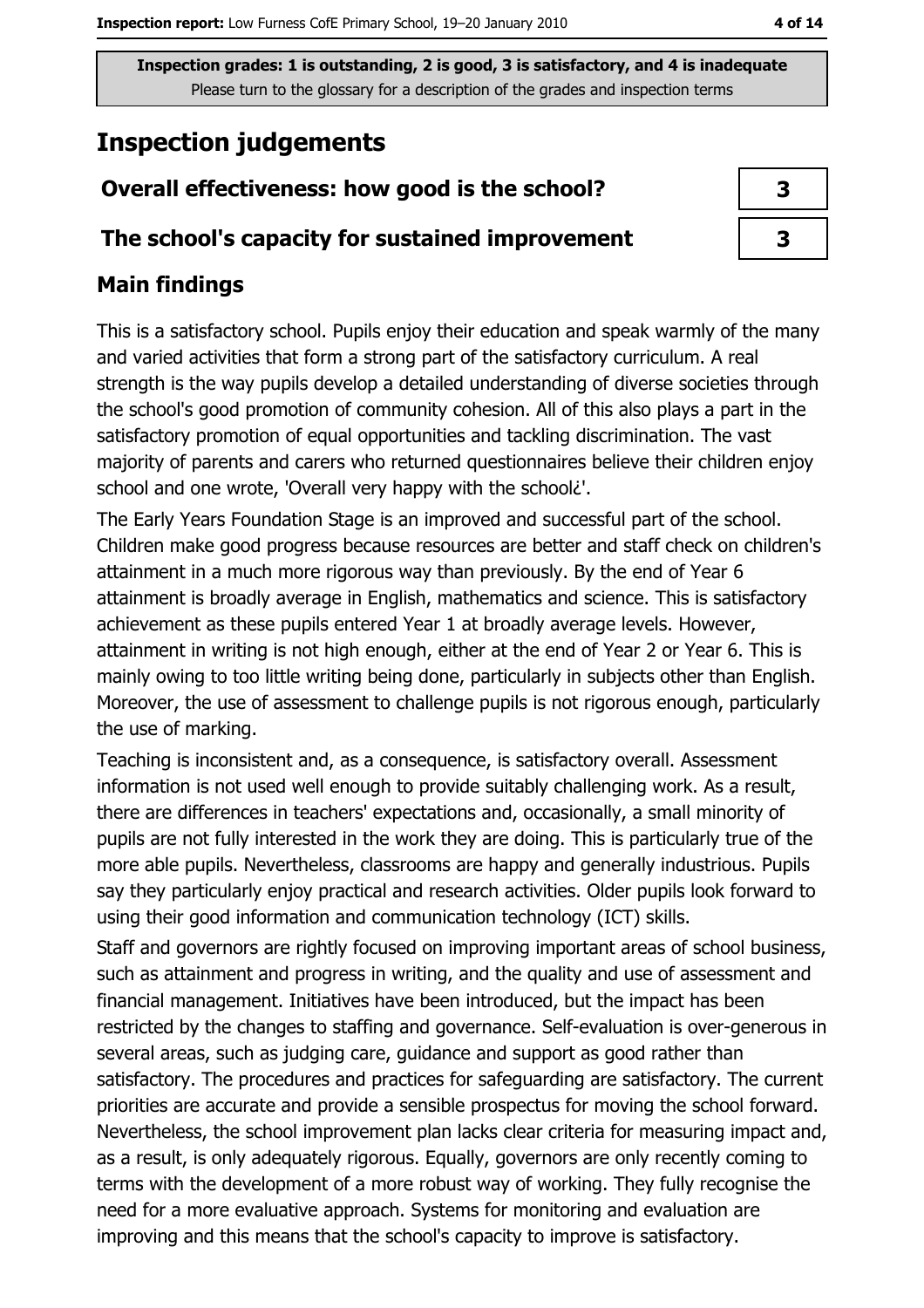Inspection grades: 1 is outstanding, 2 is good, 3 is satisfactory, and 4 is inadequate
Please turn to the glossary for a description of the grades and inspection terms

# Inspection judgements

| Overall effectiveness: how good is the school? | 3 |
| --- | --- |
| The school's capacity for sustained improvement | 3 |

## Main findings

This is a satisfactory school. Pupils enjoy their education and speak warmly of the many and varied activities that form a strong part of the satisfactory curriculum. A real strength is the way pupils develop a detailed understanding of diverse societies through the school's good promotion of community cohesion. All of this also plays a part in the satisfactory promotion of equal opportunities and tackling discrimination. The vast majority of parents and carers who returned questionnaires believe their children enjoy school and one wrote, 'Overall very happy with the school¿'.

The Early Years Foundation Stage is an improved and successful part of the school. Children make good progress because resources are better and staff check on children's attainment in a much more rigorous way than previously. By the end of Year 6 attainment is broadly average in English, mathematics and science. This is satisfactory achievement as these pupils entered Year 1 at broadly average levels. However, attainment in writing is not high enough, either at the end of Year 2 or Year 6. This is mainly owing to too little writing being done, particularly in subjects other than English. Moreover, the use of assessment to challenge pupils is not rigorous enough, particularly the use of marking.

Teaching is inconsistent and, as a consequence, is satisfactory overall. Assessment information is not used well enough to provide suitably challenging work. As a result, there are differences in teachers' expectations and, occasionally, a small minority of pupils are not fully interested in the work they are doing. This is particularly true of the more able pupils. Nevertheless, classrooms are happy and generally industrious. Pupils say they particularly enjoy practical and research activities. Older pupils look forward to using their good information and communication technology (ICT) skills.

Staff and governors are rightly focused on improving important areas of school business, such as attainment and progress in writing, and the quality and use of assessment and financial management. Initiatives have been introduced, but the impact has been restricted by the changes to staffing and governance. Self-evaluation is over-generous in several areas, such as judging care, guidance and support as good rather than satisfactory. The procedures and practices for safeguarding are satisfactory. The current priorities are accurate and provide a sensible prospectus for moving the school forward. Nevertheless, the school improvement plan lacks clear criteria for measuring impact and, as a result, is only adequately rigorous. Equally, governors are only recently coming to terms with the development of a more robust way of working. They fully recognise the need for a more evaluative approach. Systems for monitoring and evaluation are improving and this means that the school's capacity to improve is satisfactory.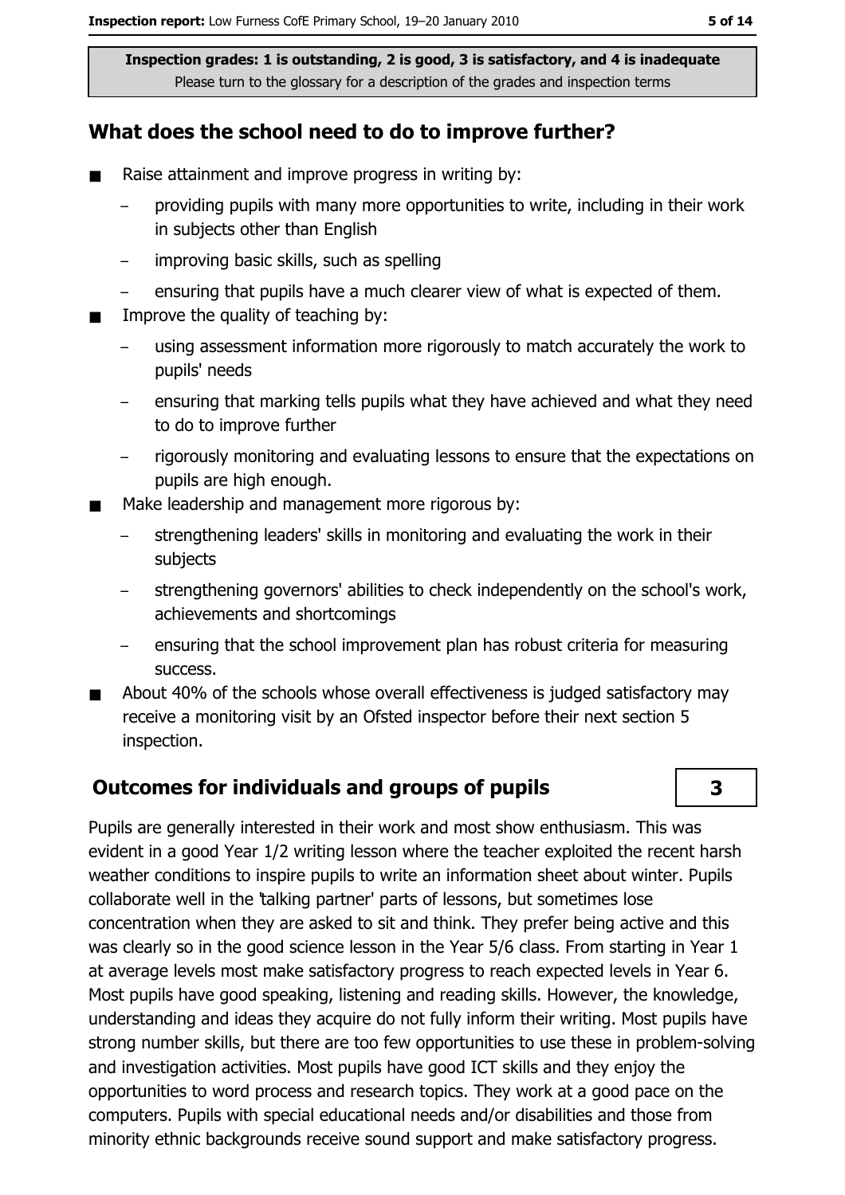Inspection grades: 1 is outstanding, 2 is good, 3 is satisfactory, and 4 is inadequate
Please turn to the glossary for a description of the grades and inspection terms

## What does the school need to do to improve further?

- Raise attainment and improve progress in writing by:
  - providing pupils with many more opportunities to write, including in their work in subjects other than English
  - improving basic skills, such as spelling
  - ensuring that pupils have a much clearer view of what is expected of them.
- Improve the quality of teaching by:
  - using assessment information more rigorously to match accurately the work to pupils' needs
  - ensuring that marking tells pupils what they have achieved and what they need to do to improve further
  - rigorously monitoring and evaluating lessons to ensure that the expectations on pupils are high enough.
- Make leadership and management more rigorous by:
  - strengthening leaders' skills in monitoring and evaluating the work in their subjects
  - strengthening governors' abilities to check independently on the school's work, achievements and shortcomings
  - ensuring that the school improvement plan has robust criteria for measuring success.
- About 40% of the schools whose overall effectiveness is judged satisfactory may receive a monitoring visit by an Ofsted inspector before their next section 5 inspection.

## Outcomes for individuals and groups of pupils — 3

Pupils are generally interested in their work and most show enthusiasm. This was evident in a good Year 1/2 writing lesson where the teacher exploited the recent harsh weather conditions to inspire pupils to write an information sheet about winter. Pupils collaborate well in the 'talking partner' parts of lessons, but sometimes lose concentration when they are asked to sit and think. They prefer being active and this was clearly so in the good science lesson in the Year 5/6 class. From starting in Year 1 at average levels most make satisfactory progress to reach expected levels in Year 6. Most pupils have good speaking, listening and reading skills. However, the knowledge, understanding and ideas they acquire do not fully inform their writing. Most pupils have strong number skills, but there are too few opportunities to use these in problem-solving and investigation activities. Most pupils have good ICT skills and they enjoy the opportunities to word process and research topics. They work at a good pace on the computers. Pupils with special educational needs and/or disabilities and those from minority ethnic backgrounds receive sound support and make satisfactory progress.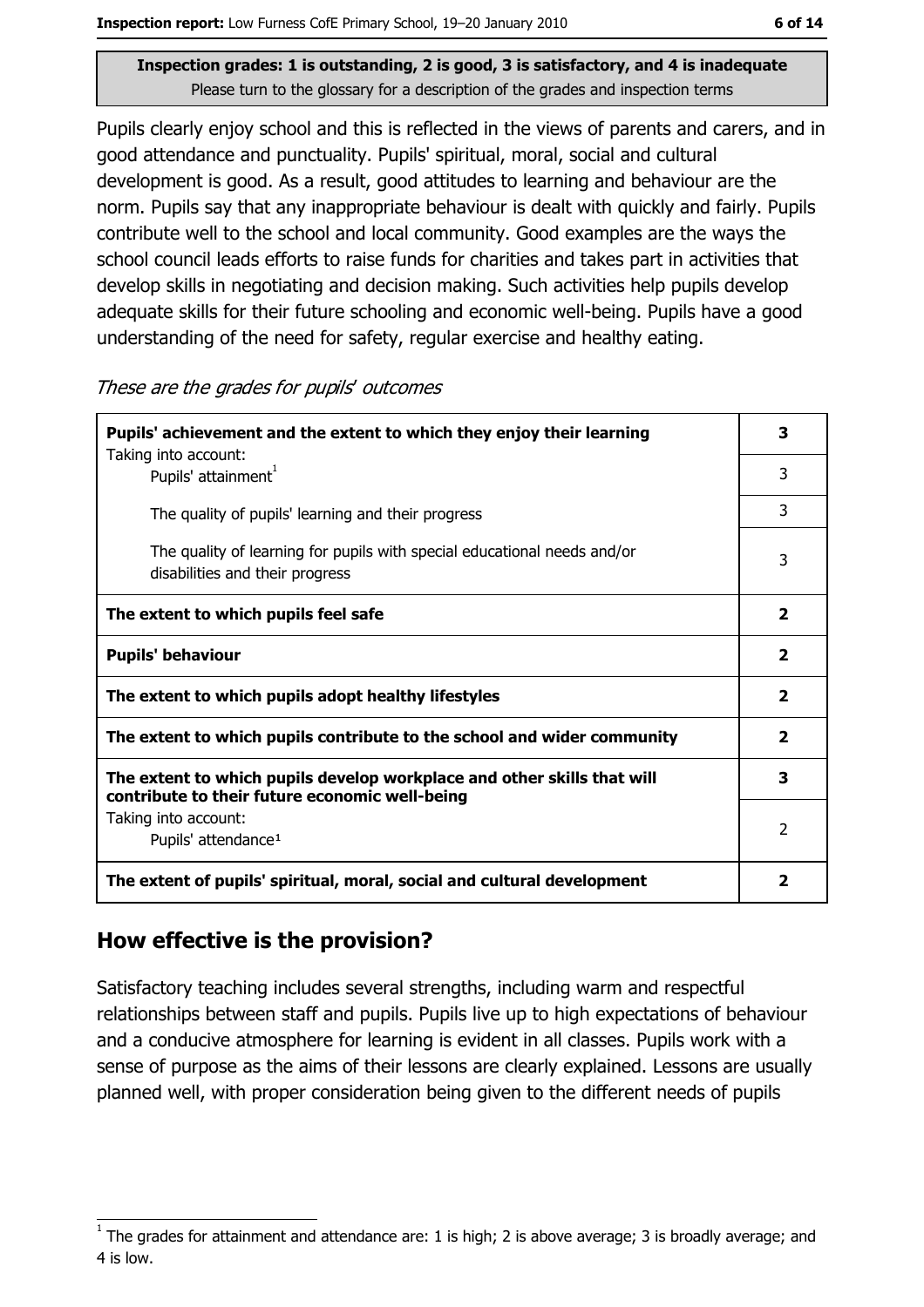**Inspection grades: 1 is outstanding, 2 is good, 3 is satisfactory, and 4 is inadequate**
Please turn to the glossary for a description of the grades and inspection terms

Pupils clearly enjoy school and this is reflected in the views of parents and carers, and in good attendance and punctuality. Pupils' spiritual, moral, social and cultural development is good. As a result, good attitudes to learning and behaviour are the norm. Pupils say that any inappropriate behaviour is dealt with quickly and fairly. Pupils contribute well to the school and local community. Good examples are the ways the school council leads efforts to raise funds for charities and takes part in activities that develop skills in negotiating and decision making. Such activities help pupils develop adequate skills for their future schooling and economic well-being. Pupils have a good understanding of the need for safety, regular exercise and healthy eating.

*These are the grades for pupils' outcomes*

| | |
|---|---|
| **Pupils' achievement and the extent to which they enjoy their learning** | **3** |
| Taking into account: Pupils' attainment[1] | 3 |
| The quality of pupils' learning and their progress | 3 |
| The quality of learning for pupils with special educational needs and/or disabilities and their progress | 3 |
| **The extent to which pupils feel safe** | **2** |
| **Pupils' behaviour** | **2** |
| **The extent to which pupils adopt healthy lifestyles** | **2** |
| **The extent to which pupils contribute to the school and wider community** | **2** |
| **The extent to which pupils develop workplace and other skills that will contribute to their future economic well-being** | **3** |
| Taking into account: Pupils' attendance[1] | 2 |
| **The extent of pupils' spiritual, moral, social and cultural development** | **2** |

## How effective is the provision?

Satisfactory teaching includes several strengths, including warm and respectful relationships between staff and pupils. Pupils live up to high expectations of behaviour and a conducive atmosphere for learning is evident in all classes. Pupils work with a sense of purpose as the aims of their lessons are clearly explained. Lessons are usually planned well, with proper consideration being given to the different needs of pupils

[1] The grades for attainment and attendance are: 1 is high; 2 is above average; 3 is broadly average; and 4 is low.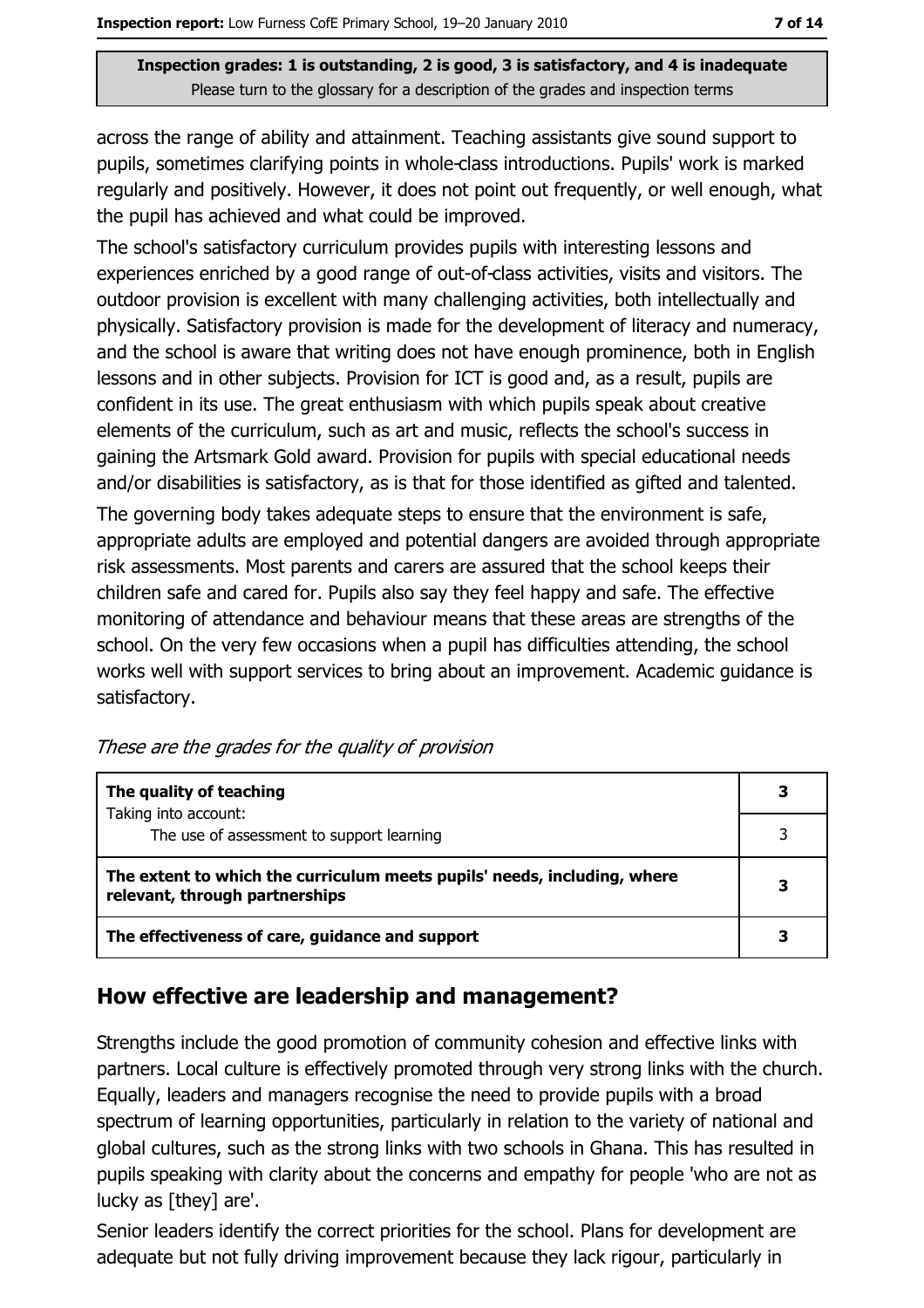across the range of ability and attainment. Teaching assistants give sound support to pupils, sometimes clarifying points in whole-class introductions. Pupils' work is marked regularly and positively. However, it does not point out frequently, or well enough, what the pupil has achieved and what could be improved.

The school's satisfactory curriculum provides pupils with interesting lessons and experiences enriched by a good range of out-of-class activities, visits and visitors. The outdoor provision is excellent with many challenging activities, both intellectually and physically. Satisfactory provision is made for the development of literacy and numeracy, and the school is aware that writing does not have enough prominence, both in English lessons and in other subjects. Provision for ICT is good and, as a result, pupils are confident in its use. The great enthusiasm with which pupils speak about creative elements of the curriculum, such as art and music, reflects the school's success in gaining the Artsmark Gold award. Provision for pupils with special educational needs and/or disabilities is satisfactory, as is that for those identified as gifted and talented.

The governing body takes adequate steps to ensure that the environment is safe, appropriate adults are employed and potential dangers are avoided through appropriate risk assessments. Most parents and carers are assured that the school keeps their children safe and cared for. Pupils also say they feel happy and safe. The effective monitoring of attendance and behaviour means that these areas are strengths of the school. On the very few occasions when a pupil has difficulties attending, the school works well with support services to bring about an improvement. Academic guidance is satisfactory.

*These are the grades for the quality of provision*

| | |
|---|---|
| **The quality of teaching** Taking into account: | **3** |
| The use of assessment to support learning | 3 |
| **The extent to which the curriculum meets pupils' needs, including, where relevant, through partnerships** | **3** |
| **The effectiveness of care, guidance and support** | **3** |

## How effective are leadership and management?

Strengths include the good promotion of community cohesion and effective links with partners. Local culture is effectively promoted through very strong links with the church. Equally, leaders and managers recognise the need to provide pupils with a broad spectrum of learning opportunities, particularly in relation to the variety of national and global cultures, such as the strong links with two schools in Ghana. This has resulted in pupils speaking with clarity about the concerns and empathy for people 'who are not as lucky as [they] are'.

Senior leaders identify the correct priorities for the school. Plans for development are adequate but not fully driving improvement because they lack rigour, particularly in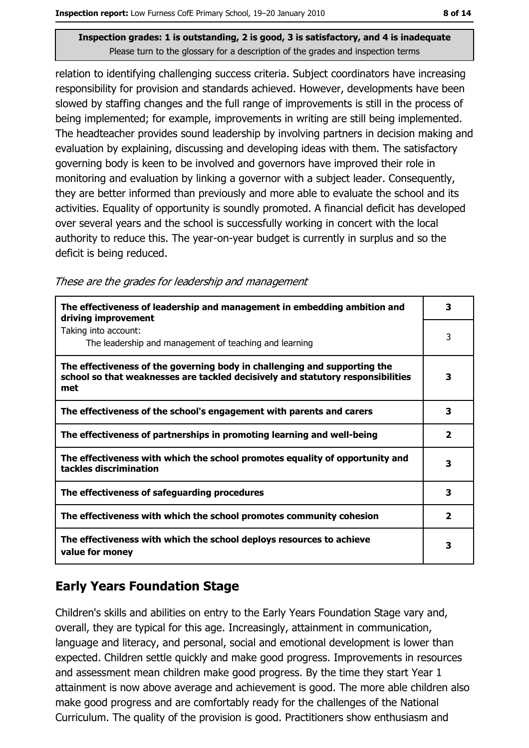relation to identifying challenging success criteria. Subject coordinators have increasing responsibility for provision and standards achieved. However, developments have been slowed by staffing changes and the full range of improvements is still in the process of being implemented; for example, improvements in writing are still being implemented. The headteacher provides sound leadership by involving partners in decision making and evaluation by explaining, discussing and developing ideas with them. The satisfactory governing body is keen to be involved and governors have improved their role in monitoring and evaluation by linking a governor with a subject leader. Consequently, they are better informed than previously and more able to evaluate the school and its activities. Equality of opportunity is soundly promoted. A financial deficit has developed over several years and the school is successfully working in concert with the local authority to reduce this. The year-on-year budget is currently in surplus and so the deficit is being reduced.

*These are the grades for leadership and management*

| | |
|---|---|
| **The effectiveness of leadership and management in embedding ambition and driving improvement** | **3** |
| Taking into account: The leadership and management of teaching and learning | 3 |
| **The effectiveness of the governing body in challenging and supporting the school so that weaknesses are tackled decisively and statutory responsibilities met** | **3** |
| **The effectiveness of the school's engagement with parents and carers** | **3** |
| **The effectiveness of partnerships in promoting learning and well-being** | **2** |
| **The effectiveness with which the school promotes equality of opportunity and tackles discrimination** | **3** |
| **The effectiveness of safeguarding procedures** | **3** |
| **The effectiveness with which the school promotes community cohesion** | **2** |
| **The effectiveness with which the school deploys resources to achieve value for money** | **3** |

## Early Years Foundation Stage

Children's skills and abilities on entry to the Early Years Foundation Stage vary and, overall, they are typical for this age. Increasingly, attainment in communication, language and literacy, and personal, social and emotional development is lower than expected. Children settle quickly and make good progress. Improvements in resources and assessment mean children make good progress. By the time they start Year 1 attainment is now above average and achievement is good. The more able children also make good progress and are comfortably ready for the challenges of the National Curriculum. The quality of the provision is good. Practitioners show enthusiasm and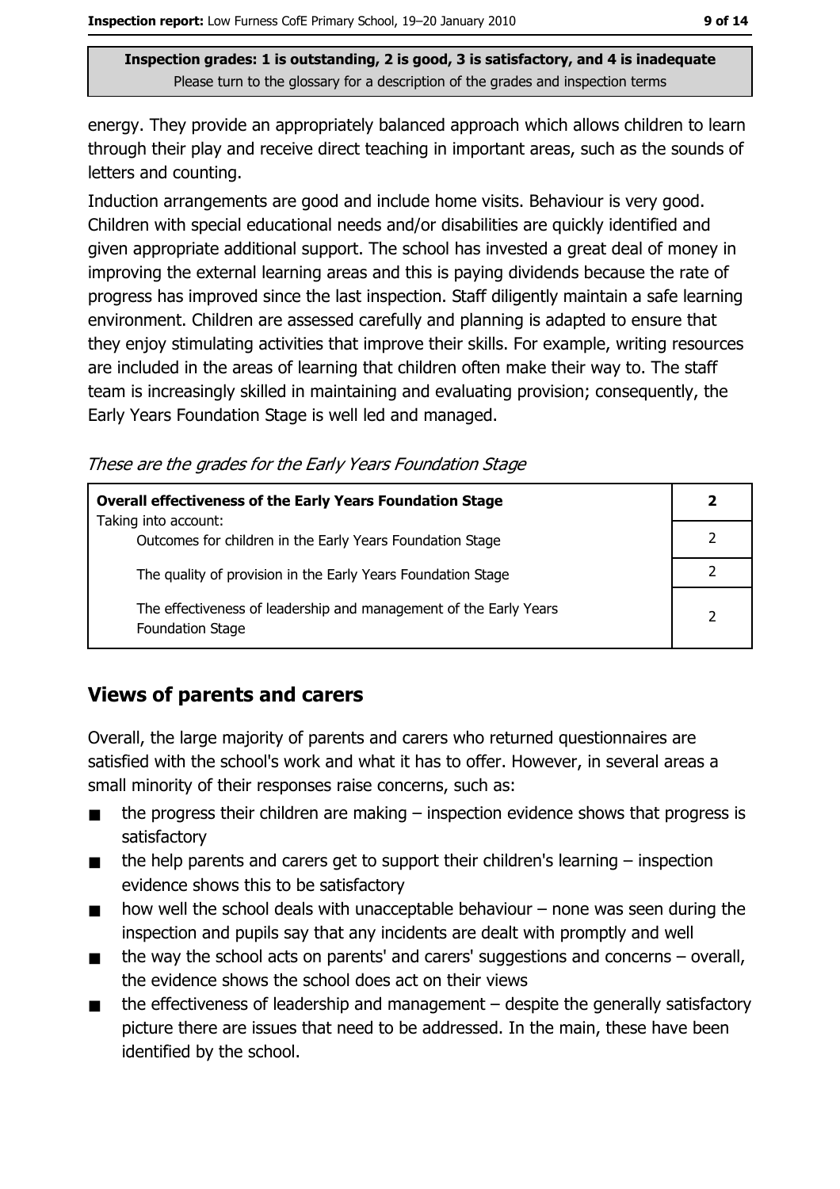Inspection grades: 1 is outstanding, 2 is good, 3 is satisfactory, and 4 is inadequate
Please turn to the glossary for a description of the grades and inspection terms

energy. They provide an appropriately balanced approach which allows children to learn through their play and receive direct teaching in important areas, such as the sounds of letters and counting.

Induction arrangements are good and include home visits. Behaviour is very good. Children with special educational needs and/or disabilities are quickly identified and given appropriate additional support. The school has invested a great deal of money in improving the external learning areas and this is paying dividends because the rate of progress has improved since the last inspection. Staff diligently maintain a safe learning environment. Children are assessed carefully and planning is adapted to ensure that they enjoy stimulating activities that improve their skills. For example, writing resources are included in the areas of learning that children often make their way to. The staff team is increasingly skilled in maintaining and evaluating provision; consequently, the Early Years Foundation Stage is well led and managed.

*These are the grades for the Early Years Foundation Stage*

| **Overall effectiveness of the Early Years Foundation Stage** Taking into account: | **2** |
|---|---|
| Outcomes for children in the Early Years Foundation Stage | 2 |
| The quality of provision in the Early Years Foundation Stage | 2 |
| The effectiveness of leadership and management of the Early Years Foundation Stage | 2 |

## Views of parents and carers

Overall, the large majority of parents and carers who returned questionnaires are satisfied with the school's work and what it has to offer. However, in several areas a small minority of their responses raise concerns, such as:

- the progress their children are making – inspection evidence shows that progress is satisfactory
- the help parents and carers get to support their children's learning – inspection evidence shows this to be satisfactory
- how well the school deals with unacceptable behaviour – none was seen during the inspection and pupils say that any incidents are dealt with promptly and well
- the way the school acts on parents' and carers' suggestions and concerns – overall, the evidence shows the school does act on their views
- the effectiveness of leadership and management – despite the generally satisfactory picture there are issues that need to be addressed. In the main, these have been identified by the school.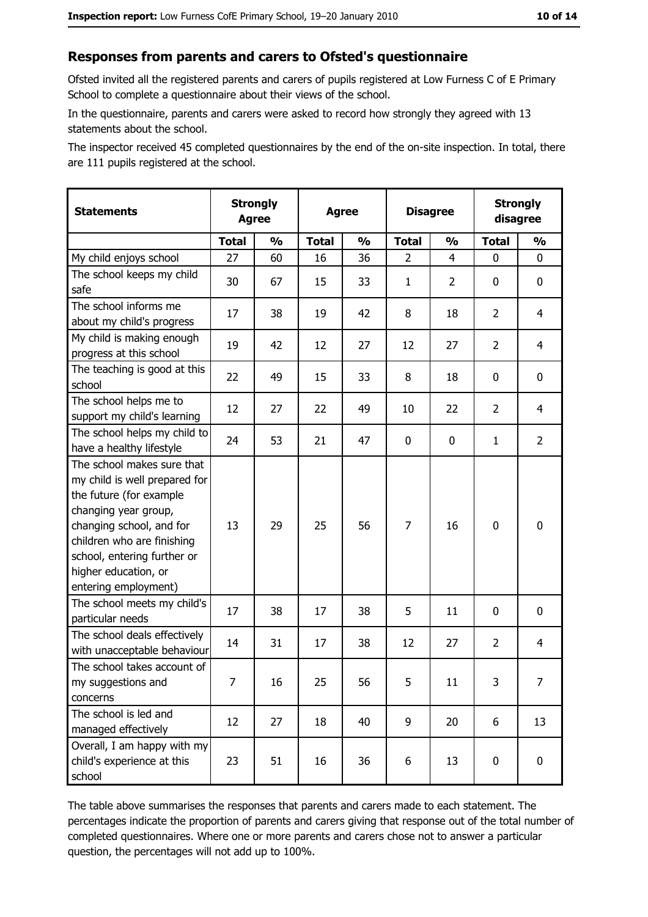## Responses from parents and carers to Ofsted's questionnaire

Ofsted invited all the registered parents and carers of pupils registered at Low Furness C of E Primary School to complete a questionnaire about their views of the school.

In the questionnaire, parents and carers were asked to record how strongly they agreed with 13 statements about the school.

The inspector received 45 completed questionnaires by the end of the on-site inspection. In total, there are 111 pupils registered at the school.

| Statements | Strongly Agree | | Agree | | Disagree | | Strongly disagree | |
|---|---|---|---|---|---|---|---|---|
| | Total | % | Total | % | Total | % | Total | % |
| My child enjoys school | 27 | 60 | 16 | 36 | 2 | 4 | 0 | 0 |
| The school keeps my child safe | 30 | 67 | 15 | 33 | 1 | 2 | 0 | 0 |
| The school informs me about my child's progress | 17 | 38 | 19 | 42 | 8 | 18 | 2 | 4 |
| My child is making enough progress at this school | 19 | 42 | 12 | 27 | 12 | 27 | 2 | 4 |
| The teaching is good at this school | 22 | 49 | 15 | 33 | 8 | 18 | 0 | 0 |
| The school helps me to support my child's learning | 12 | 27 | 22 | 49 | 10 | 22 | 2 | 4 |
| The school helps my child to have a healthy lifestyle | 24 | 53 | 21 | 47 | 0 | 0 | 1 | 2 |
| The school makes sure that my child is well prepared for the future (for example changing year group, changing school, and for children who are finishing school, entering further or higher education, or entering employment) | 13 | 29 | 25 | 56 | 7 | 16 | 0 | 0 |
| The school meets my child's particular needs | 17 | 38 | 17 | 38 | 5 | 11 | 0 | 0 |
| The school deals effectively with unacceptable behaviour | 14 | 31 | 17 | 38 | 12 | 27 | 2 | 4 |
| The school takes account of my suggestions and concerns | 7 | 16 | 25 | 56 | 5 | 11 | 3 | 7 |
| The school is led and managed effectively | 12 | 27 | 18 | 40 | 9 | 20 | 6 | 13 |
| Overall, I am happy with my child's experience at this school | 23 | 51 | 16 | 36 | 6 | 13 | 0 | 0 |

The table above summarises the responses that parents and carers made to each statement. The percentages indicate the proportion of parents and carers giving that response out of the total number of completed questionnaires. Where one or more parents and carers chose not to answer a particular question, the percentages will not add up to 100%.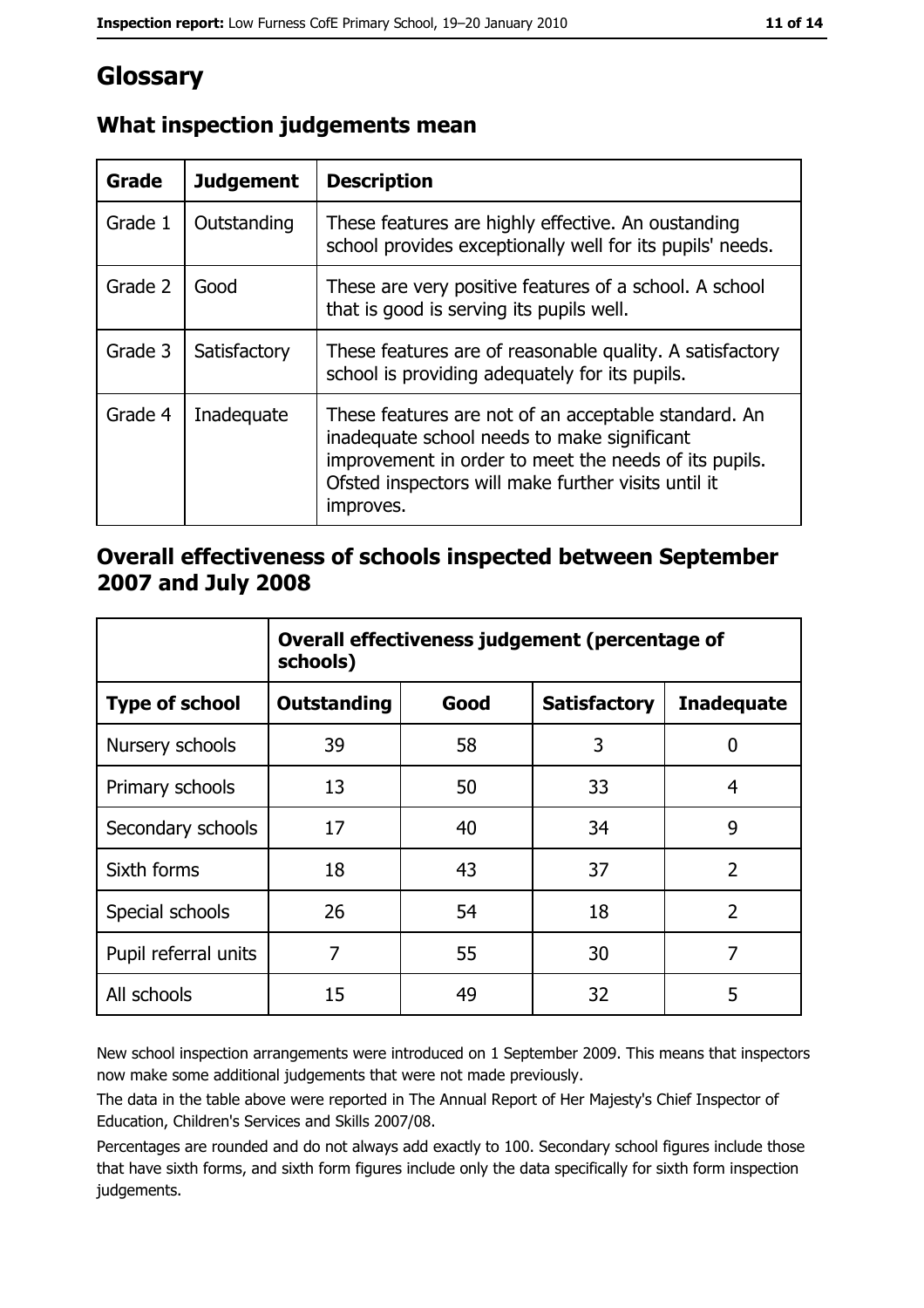# Glossary

## What inspection judgements mean

| Grade | Judgement | Description |
|---|---|---|
| Grade 1 | Outstanding | These features are highly effective. An oustanding school provides exceptionally well for its pupils' needs. |
| Grade 2 | Good | These are very positive features of a school. A school that is good is serving its pupils well. |
| Grade 3 | Satisfactory | These features are of reasonable quality. A satisfactory school is providing adequately for its pupils. |
| Grade 4 | Inadequate | These features are not of an acceptable standard. An inadequate school needs to make significant improvement in order to meet the needs of its pupils. Ofsted inspectors will make further visits until it improves. |

## Overall effectiveness of schools inspected between September 2007 and July 2008

| | Overall effectiveness judgement (percentage of schools) | | | |
|---|---|---|---|---|
| **Type of school** | **Outstanding** | **Good** | **Satisfactory** | **Inadequate** |
| Nursery schools | 39 | 58 | 3 | 0 |
| Primary schools | 13 | 50 | 33 | 4 |
| Secondary schools | 17 | 40 | 34 | 9 |
| Sixth forms | 18 | 43 | 37 | 2 |
| Special schools | 26 | 54 | 18 | 2 |
| Pupil referral units | 7 | 55 | 30 | 7 |
| All schools | 15 | 49 | 32 | 5 |

New school inspection arrangements were introduced on 1 September 2009. This means that inspectors now make some additional judgements that were not made previously.

The data in the table above were reported in The Annual Report of Her Majesty's Chief Inspector of Education, Children's Services and Skills 2007/08.

Percentages are rounded and do not always add exactly to 100. Secondary school figures include those that have sixth forms, and sixth form figures include only the data specifically for sixth form inspection judgements.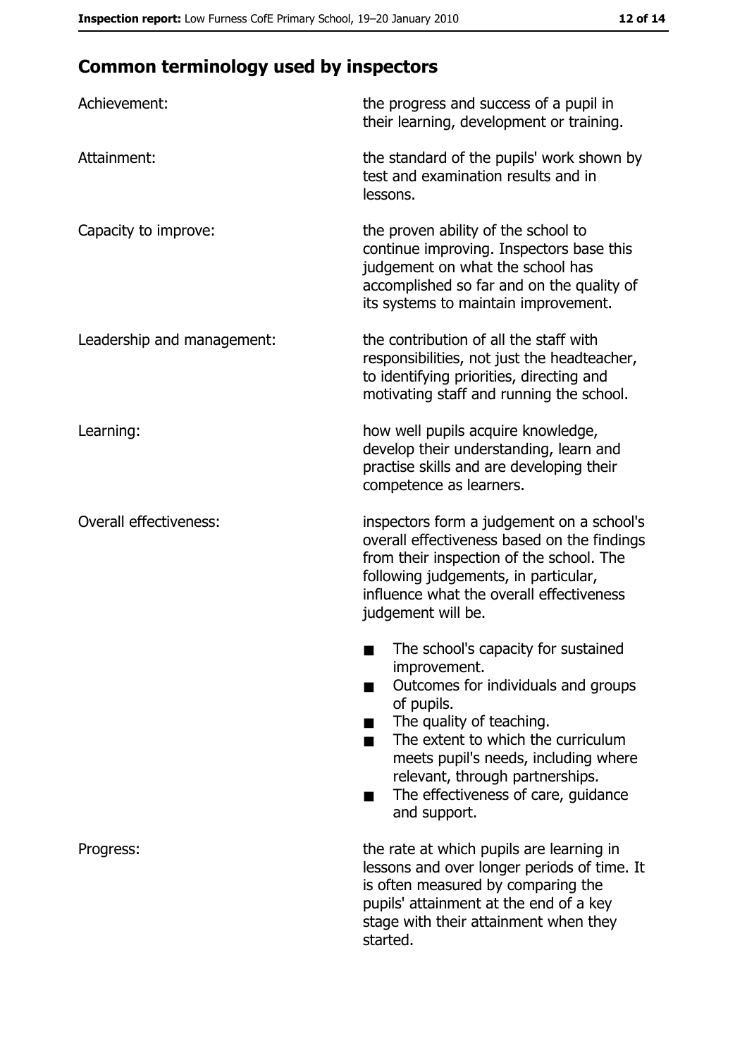## Common terminology used by inspectors

| | |
|---|---|
| Achievement: | the progress and success of a pupil in their learning, development or training. |
| Attainment: | the standard of the pupils' work shown by test and examination results and in lessons. |
| Capacity to improve: | the proven ability of the school to continue improving. Inspectors base this judgement on what the school has accomplished so far and on the quality of its systems to maintain improvement. |
| Leadership and management: | the contribution of all the staff with responsibilities, not just the headteacher, to identifying priorities, directing and motivating staff and running the school. |
| Learning: | how well pupils acquire knowledge, develop their understanding, learn and practise skills and are developing their competence as learners. |
| Overall effectiveness: | inspectors form a judgement on a school's overall effectiveness based on the findings from their inspection of the school. The following judgements, in particular, influence what the overall effectiveness judgement will be. <br>■ The school's capacity for sustained improvement.<br>■ Outcomes for individuals and groups of pupils.<br>■ The quality of teaching.<br>■ The extent to which the curriculum meets pupil's needs, including where relevant, through partnerships.<br>■ The effectiveness of care, guidance and support. |
| Progress: | the rate at which pupils are learning in lessons and over longer periods of time. It is often measured by comparing the pupils' attainment at the end of a key stage with their attainment when they started. |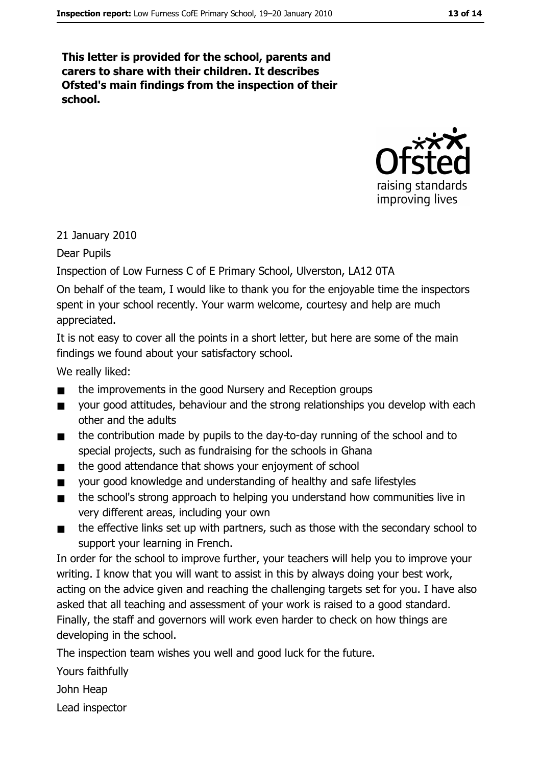**This letter is provided for the school, parents and carers to share with their children. It describes Ofsted's main findings from the inspection of their school.**

21 January 2010

Dear Pupils

Inspection of Low Furness C of E Primary School, Ulverston, LA12 0TA

On behalf of the team, I would like to thank you for the enjoyable time the inspectors spent in your school recently. Your warm welcome, courtesy and help are much appreciated.

It is not easy to cover all the points in a short letter, but here are some of the main findings we found about your satisfactory school.

We really liked:

- the improvements in the good Nursery and Reception groups
- your good attitudes, behaviour and the strong relationships you develop with each other and the adults
- the contribution made by pupils to the day-to-day running of the school and to special projects, such as fundraising for the schools in Ghana
- the good attendance that shows your enjoyment of school
- your good knowledge and understanding of healthy and safe lifestyles
- the school's strong approach to helping you understand how communities live in very different areas, including your own
- the effective links set up with partners, such as those with the secondary school to support your learning in French.

In order for the school to improve further, your teachers will help you to improve your writing. I know that you will want to assist in this by always doing your best work, acting on the advice given and reaching the challenging targets set for you. I have also asked that all teaching and assessment of your work is raised to a good standard. Finally, the staff and governors will work even harder to check on how things are developing in the school.

The inspection team wishes you well and good luck for the future.

Yours faithfully

John Heap

Lead inspector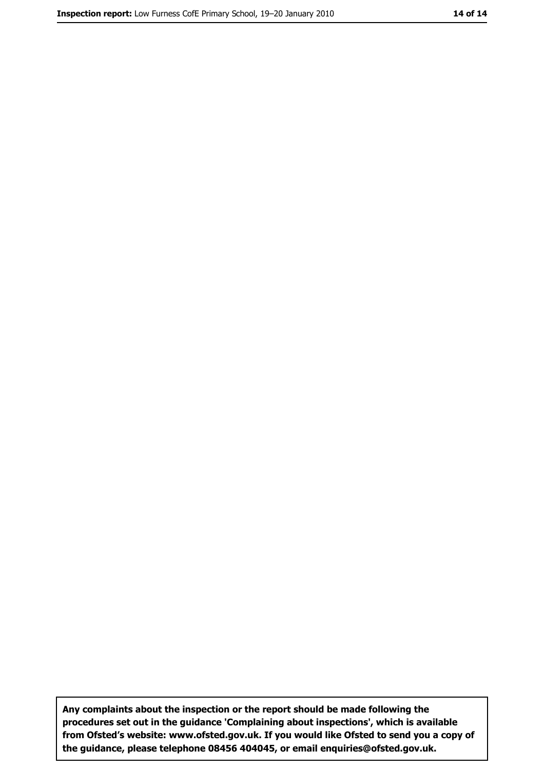**Any complaints about the inspection or the report should be made following the procedures set out in the guidance 'Complaining about inspections', which is available from Ofsted's website: www.ofsted.gov.uk. If you would like Ofsted to send you a copy of the guidance, please telephone 08456 404045, or email enquiries@ofsted.gov.uk.**